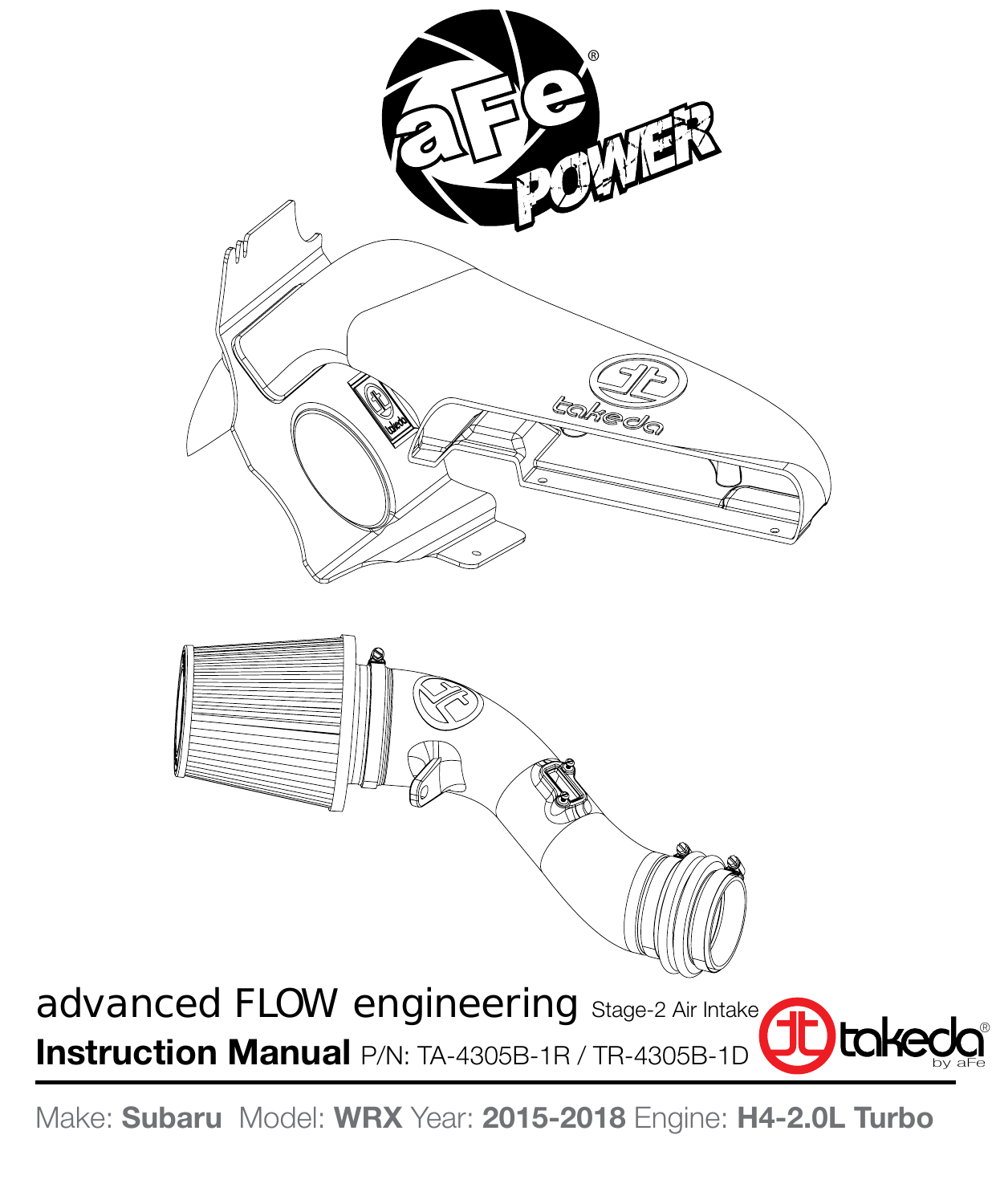advanced FLOW engineering Stage-2 Air Intake

**Instruction Manual** P/N: TA-4305B-1R / TR-4305B-1D

Make: **Subaru** Model: **WRX** Year: **2015-2018** Engine: **H4-2.0L Turbo**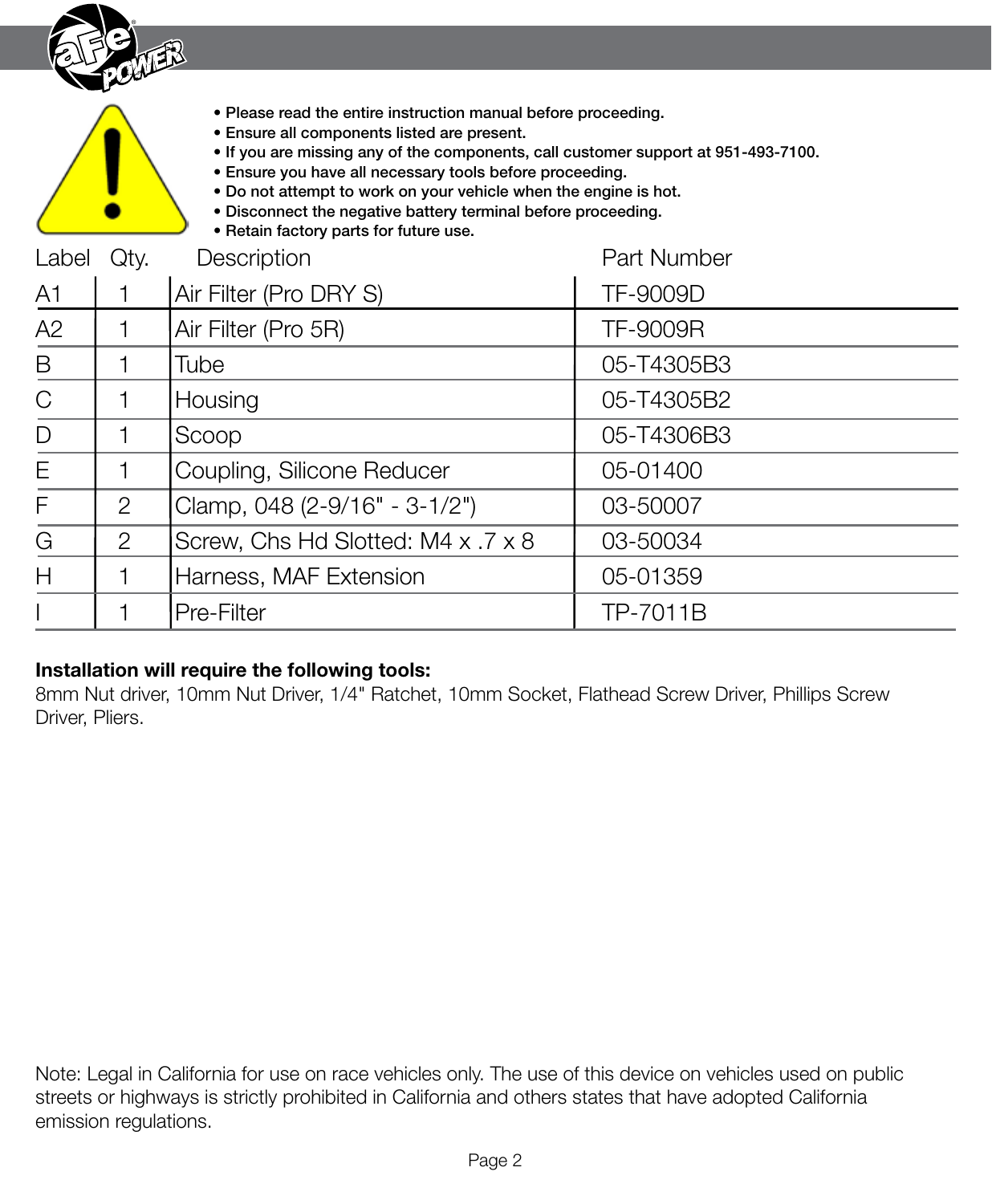- Please read the entire instruction manual before proceeding.
- Ensure all components listed are present.
- If you are missing any of the components, call customer support at 951-493-7100.
- Ensure you have all necessary tools before proceeding.
- Do not attempt to work on your vehicle when the engine is hot.
- Disconnect the negative battery terminal before proceeding.
- Retain factory parts for future use.

| Label | Qty. | Description | Part Number |
|---|---|---|---|
| A1 | 1 | Air Filter (Pro DRY S) | TF-9009D |
| A2 | 1 | Air Filter (Pro 5R) | TF-9009R |
| B | 1 | Tube | 05-T4305B3 |
| C | 1 | Housing | 05-T4305B2 |
| D | 1 | Scoop | 05-T4306B3 |
| E | 1 | Coupling, Silicone Reducer | 05-01400 |
| F | 2 | Clamp, 048 (2-9/16" - 3-1/2") | 03-50007 |
| G | 2 | Screw, Chs Hd Slotted: M4 x .7 x 8 | 03-50034 |
| H | 1 | Harness, MAF Extension | 05-01359 |
| I | 1 | Pre-Filter | TP-7011B |

**Installation will require the following tools:**
8mm Nut driver, 10mm Nut Driver, 1/4" Ratchet, 10mm Socket, Flathead Screw Driver, Phillips Screw Driver, Pliers.

Note: Legal in California for use on race vehicles only. The use of this device on vehicles used on public streets or highways is strictly prohibited in California and others states that have adopted California emission regulations.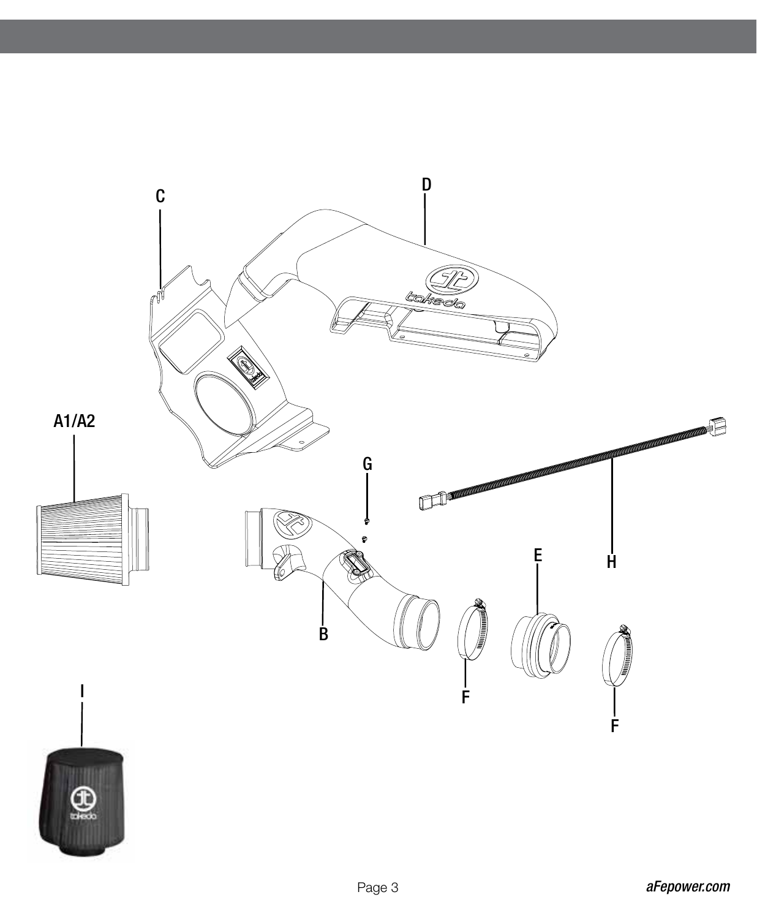C

D

A1/A2

G

H

E

B

F

F

I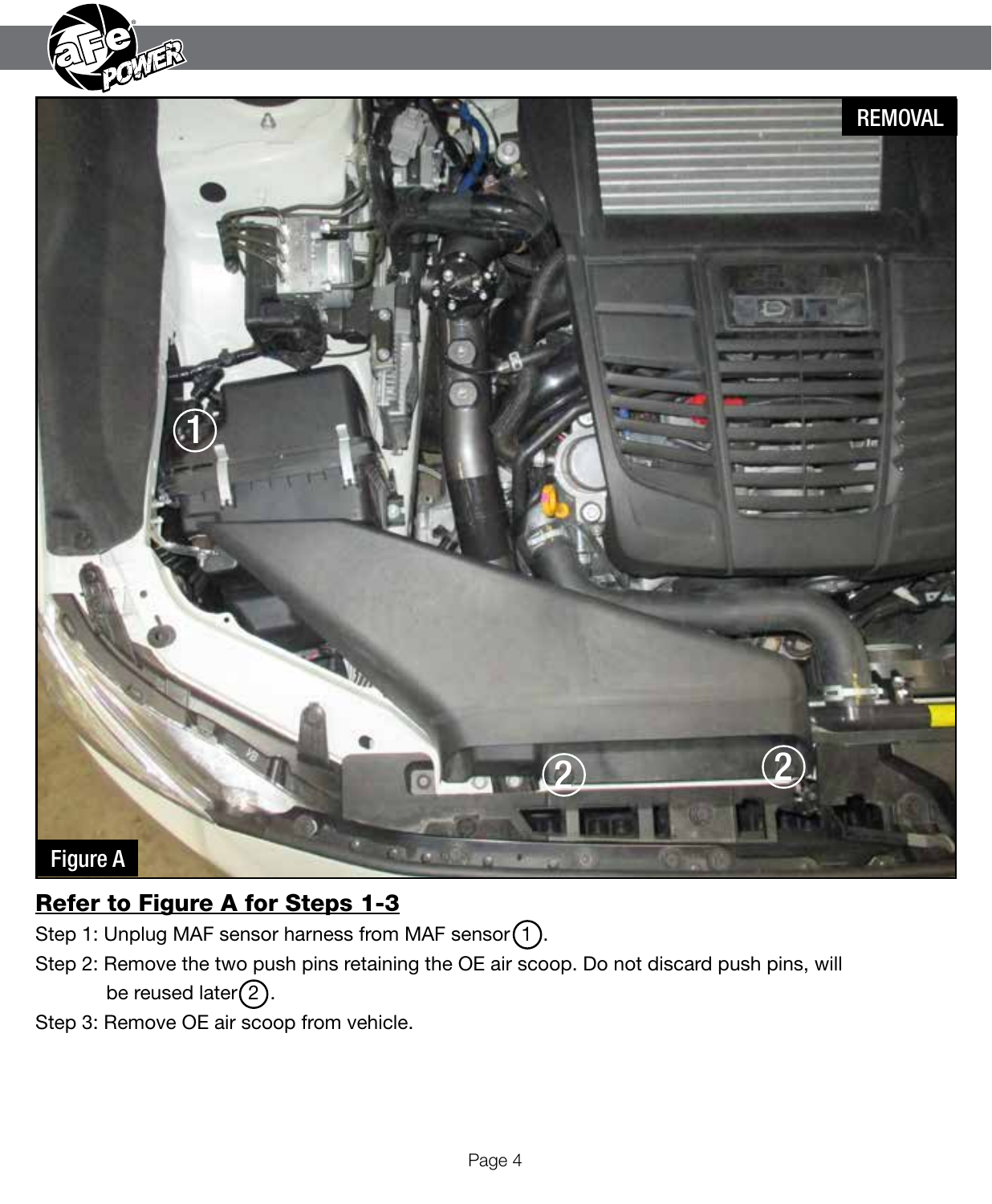REMOVAL

Figure A

**Refer to Figure A for Steps 1-3**

Step 1: Unplug MAF sensor harness from MAF sensor (1).

Step 2: Remove the two push pins retaining the OE air scoop. Do not discard push pins, will be reused later (2).

Step 3: Remove OE air scoop from vehicle.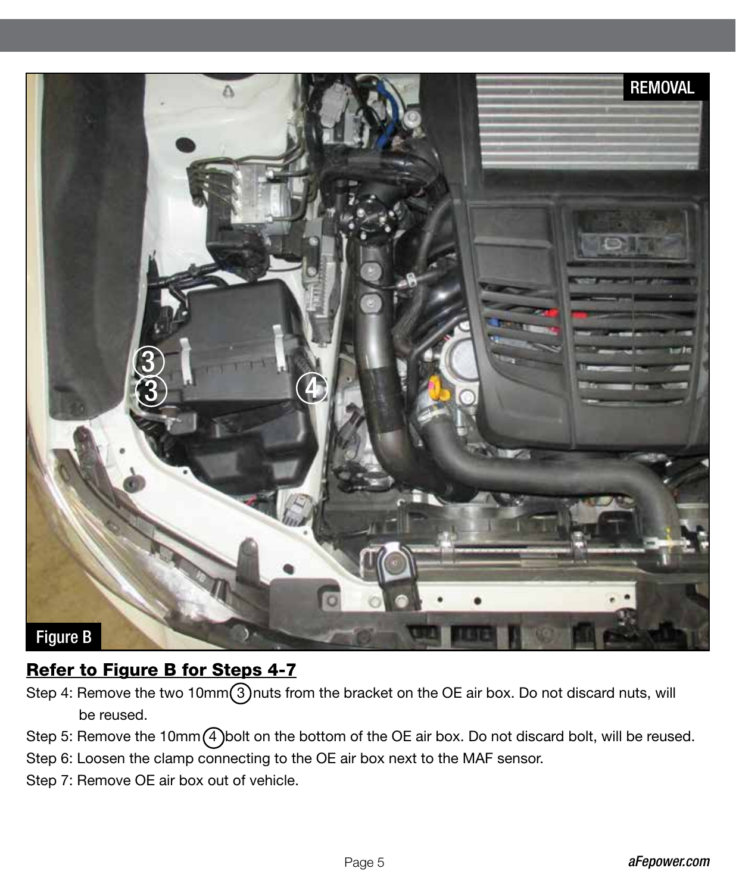**Refer to Figure B for Steps 4-7**

Step 4: Remove the two 10mm (3) nuts from the bracket on the OE air box. Do not discard nuts, will be reused.

Step 5: Remove the 10mm (4) bolt on the bottom of the OE air box. Do not discard bolt, will be reused.

Step 6: Loosen the clamp connecting to the OE air box next to the MAF sensor.

Step 7: Remove OE air box out of vehicle.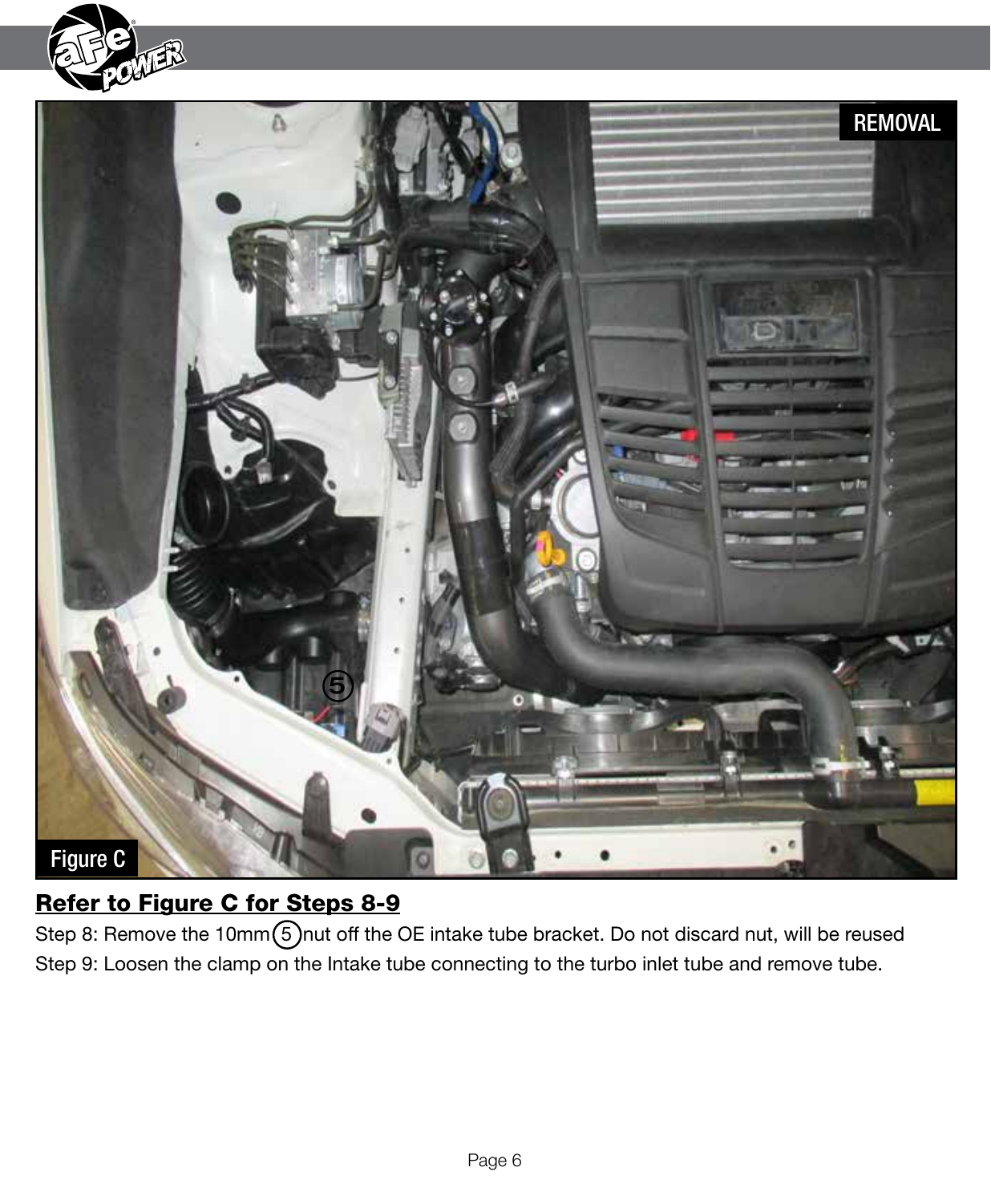REMOVAL

Figure C

**Refer to Figure C for Steps 8-9**

Step 8: Remove the 10mm (5) nut off the OE intake tube bracket. Do not discard nut, will be reused

Step 9: Loosen the clamp on the Intake tube connecting to the turbo inlet tube and remove tube.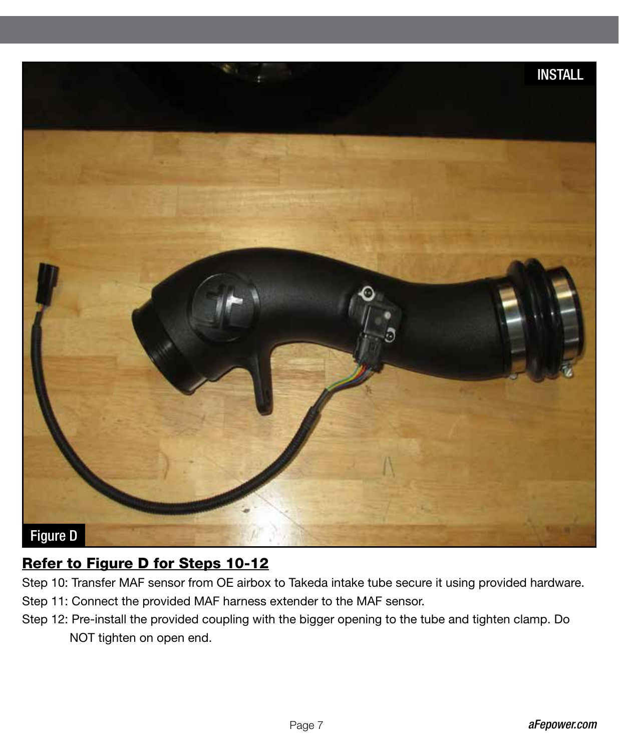**Refer to Figure D for Steps 10-12**

Step 10: Transfer MAF sensor from OE airbox to Takeda intake tube secure it using provided hardware.

Step 11: Connect the provided MAF harness extender to the MAF sensor.

Step 12: Pre-install the provided coupling with the bigger opening to the tube and tighten clamp. Do NOT tighten on open end.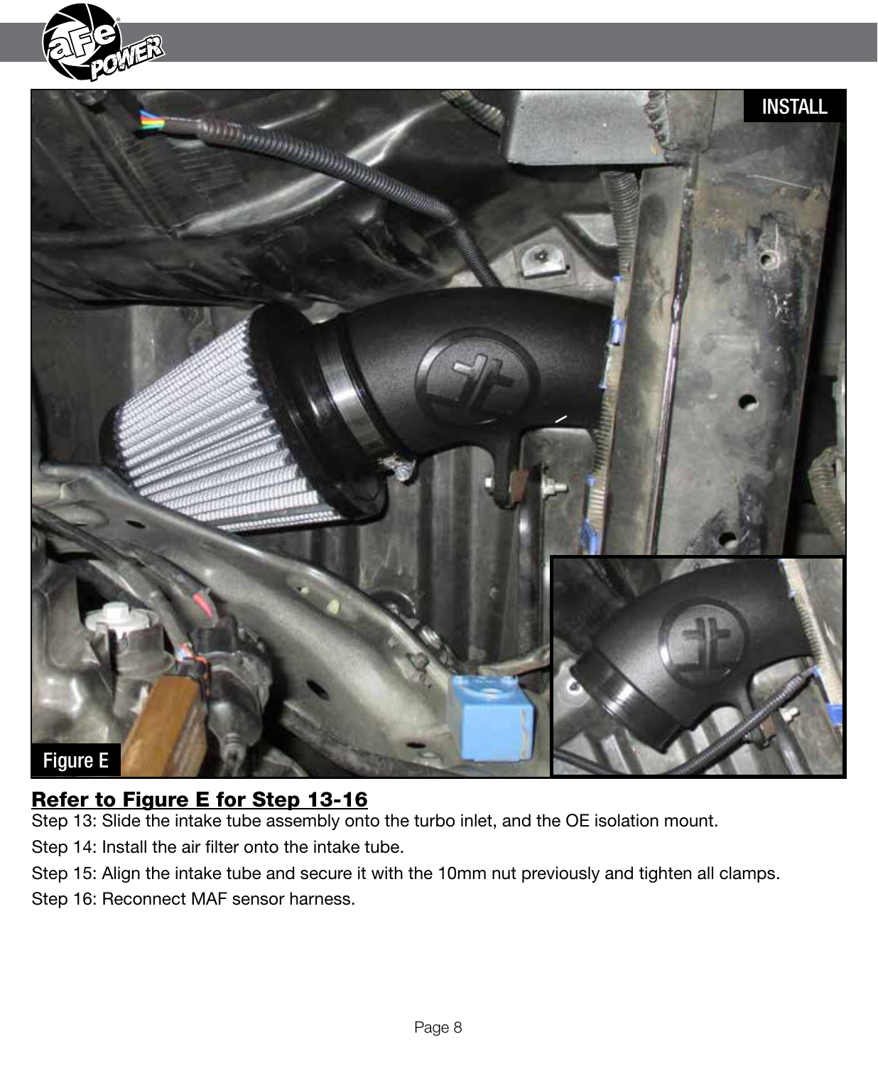INSTALL

Figure E

**Refer to Figure E for Step 13-16**

Step 13: Slide the intake tube assembly onto the turbo inlet, and the OE isolation mount.

Step 14: Install the air filter onto the intake tube.

Step 15: Align the intake tube and secure it with the 10mm nut previously and tighten all clamps.

Step 16: Reconnect MAF sensor harness.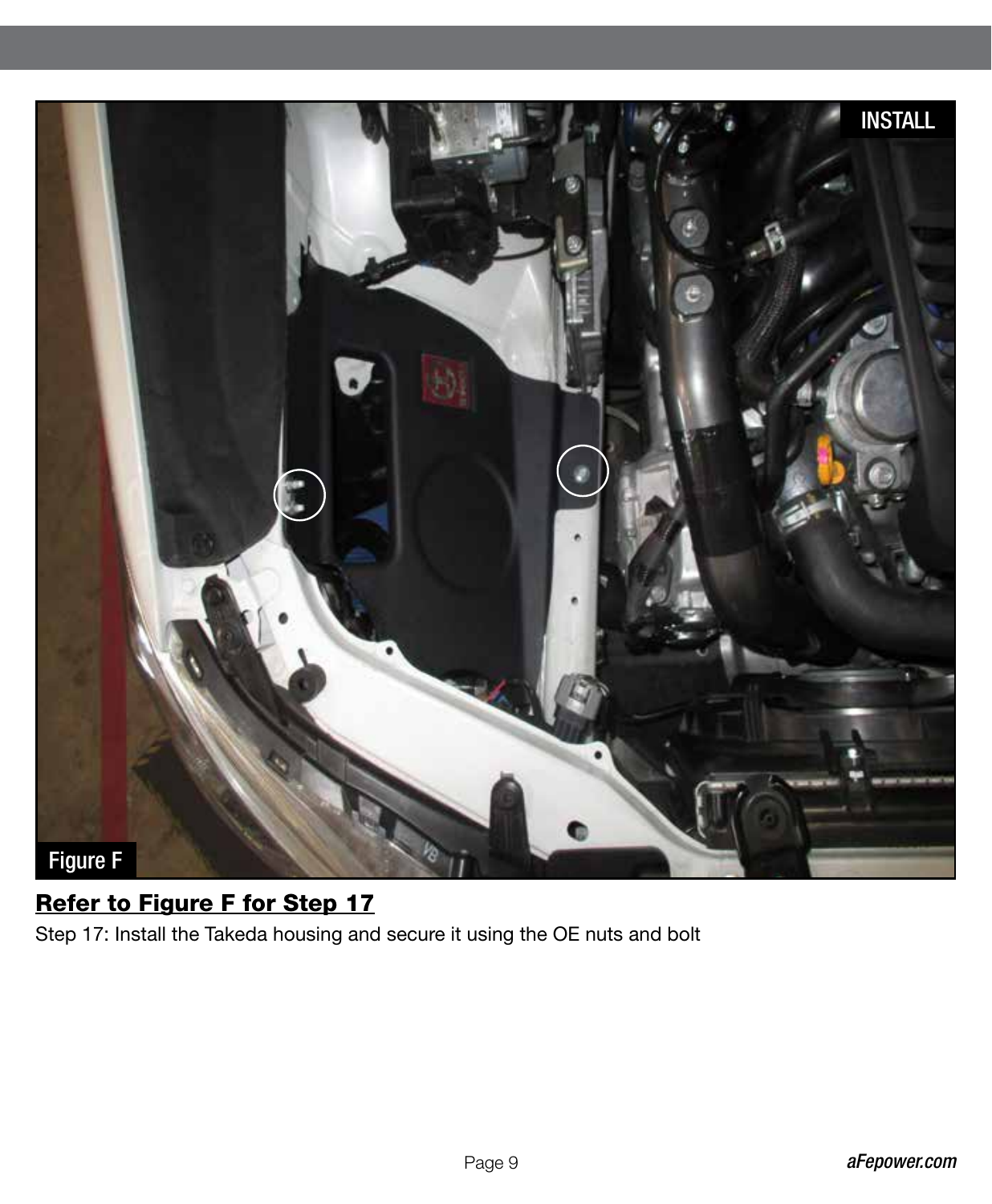**Refer to Figure F for Step 17**

Step 17: Install the Takeda housing and secure it using the OE nuts and bolt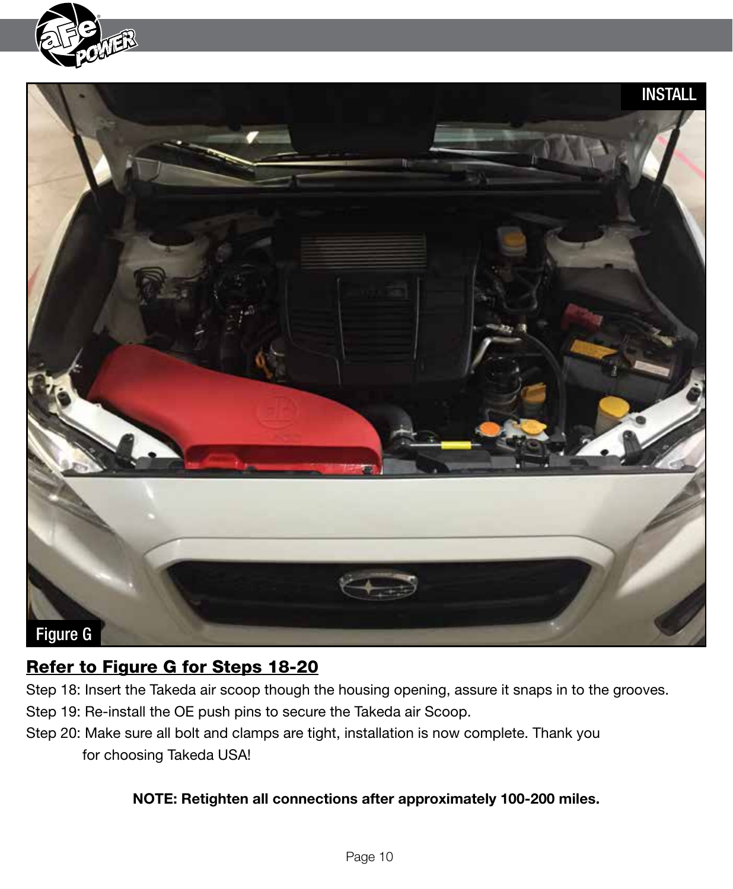Figure G

**Refer to Figure G for Steps 18-20**

Step 18: Insert the Takeda air scoop though the housing opening, assure it snaps in to the grooves.

Step 19: Re-install the OE push pins to secure the Takeda air Scoop.

Step 20: Make sure all bolt and clamps are tight, installation is now complete. Thank you for choosing Takeda USA!

**NOTE: Retighten all connections after approximately 100-200 miles.**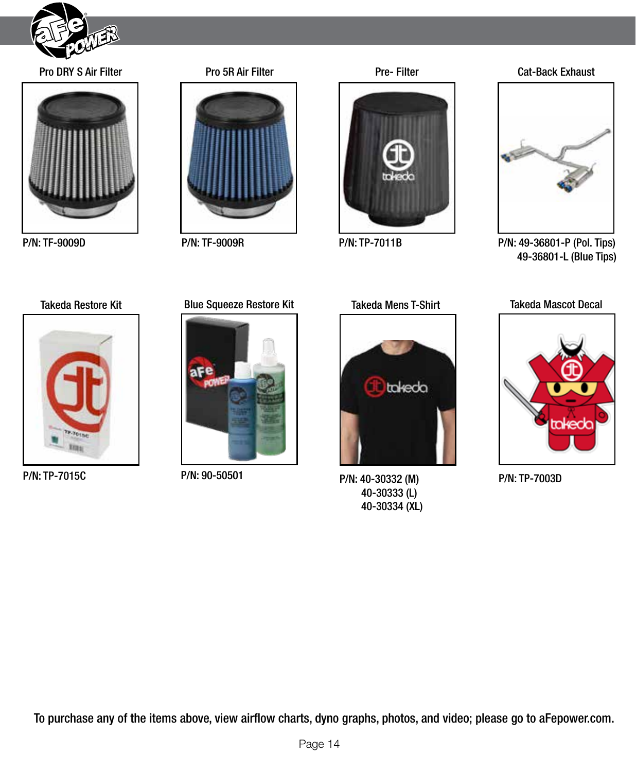Pro DRY S Air Filter

P/N: TF-9009D

Pro 5R Air Filter

P/N: TF-9009R

Pre- Filter

P/N: TP-7011B

Cat-Back Exhaust

P/N: 49-36801-P (Pol. Tips)
49-36801-L (Blue Tips)

Takeda Restore Kit

P/N: TP-7015C

Blue Squeeze Restore Kit

P/N: 90-50501

Takeda Mens T-Shirt

P/N: 40-30332 (M)
40-30333 (L)
40-30334 (XL)

Takeda Mascot Decal

P/N: TP-7003D

To purchase any of the items above, view airflow charts, dyno graphs, photos, and video; please go to aFepower.com.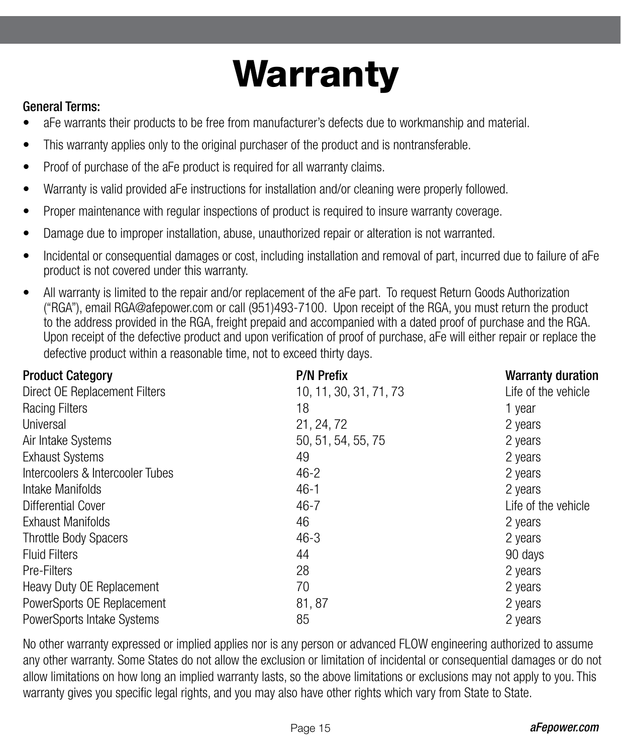# Warranty

**General Terms:**

- aFe warrants their products to be free from manufacturer's defects due to workmanship and material.
- This warranty applies only to the original purchaser of the product and is nontransferable.
- Proof of purchase of the aFe product is required for all warranty claims.
- Warranty is valid provided aFe instructions for installation and/or cleaning were properly followed.
- Proper maintenance with regular inspections of product is required to insure warranty coverage.
- Damage due to improper installation, abuse, unauthorized repair or alteration is not warranted.
- Incidental or consequential damages or cost, including installation and removal of part, incurred due to failure of aFe product is not covered under this warranty.
- All warranty is limited to the repair and/or replacement of the aFe part. To request Return Goods Authorization ("RGA"), email RGA@afepower.com or call (951)493-7100. Upon receipt of the RGA, you must return the product to the address provided in the RGA, freight prepaid and accompanied with a dated proof of purchase and the RGA. Upon receipt of the defective product and upon verification of proof of purchase, aFe will either repair or replace the defective product within a reasonable time, not to exceed thirty days.

| Product Category | P/N Prefix | Warranty duration |
|---|---|---|
| Direct OE Replacement Filters | 10, 11, 30, 31, 71, 73 | Life of the vehicle |
| Racing Filters | 18 | 1 year |
| Universal | 21, 24, 72 | 2 years |
| Air Intake Systems | 50, 51, 54, 55, 75 | 2 years |
| Exhaust Systems | 49 | 2 years |
| Intercoolers & Intercooler Tubes | 46-2 | 2 years |
| Intake Manifolds | 46-1 | 2 years |
| Differential Cover | 46-7 | Life of the vehicle |
| Exhaust Manifolds | 46 | 2 years |
| Throttle Body Spacers | 46-3 | 2 years |
| Fluid Filters | 44 | 90 days |
| Pre-Filters | 28 | 2 years |
| Heavy Duty OE Replacement | 70 | 2 years |
| PowerSports OE Replacement | 81, 87 | 2 years |
| PowerSports Intake Systems | 85 | 2 years |

No other warranty expressed or implied applies nor is any person or advanced FLOW engineering authorized to assume any other warranty. Some States do not allow the exclusion or limitation of incidental or consequential damages or do not allow limitations on how long an implied warranty lasts, so the above limitations or exclusions may not apply to you. This warranty gives you specific legal rights, and you may also have other rights which vary from State to State.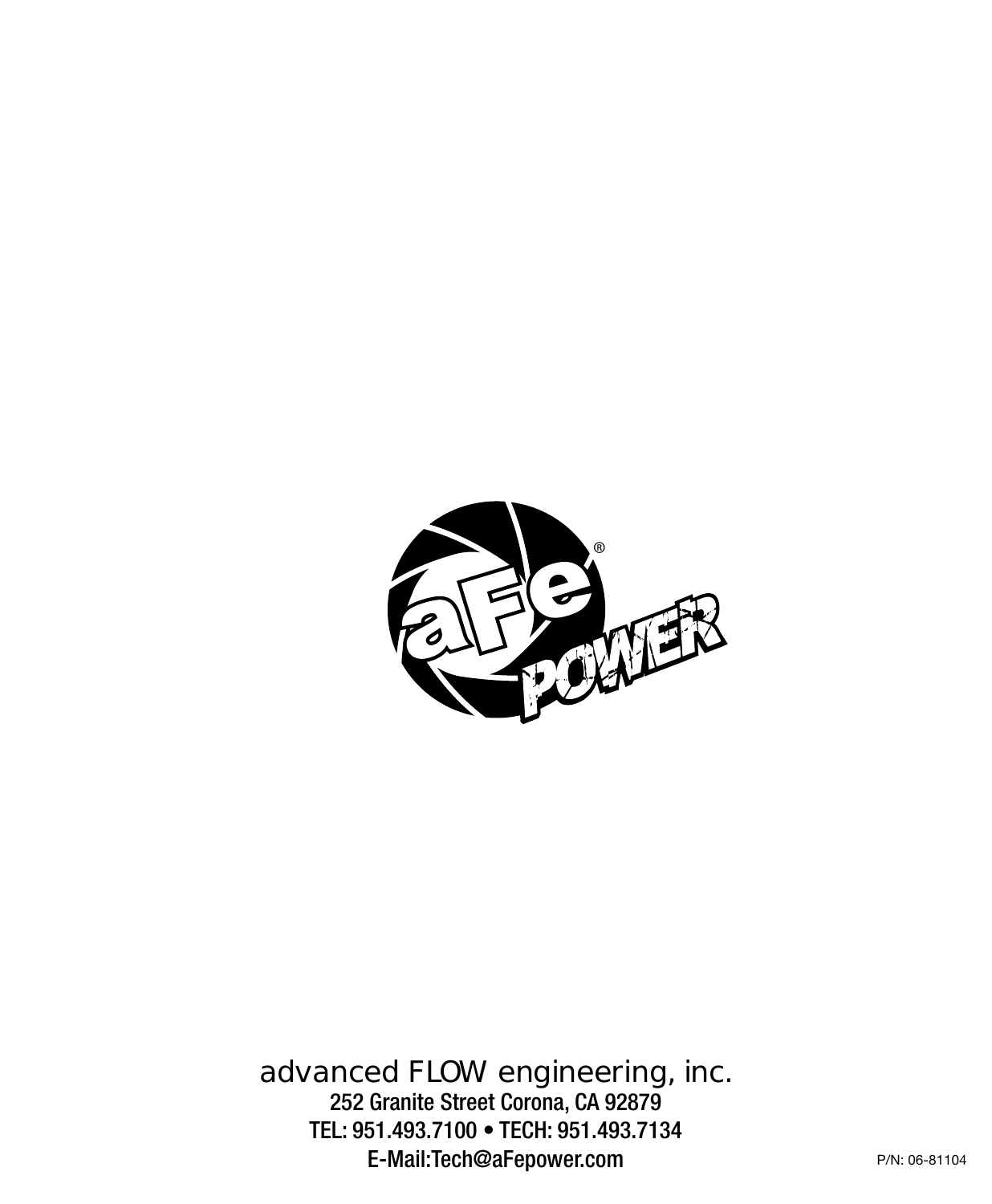aFe® POWER

advanced FLOW engineering, inc.

252 Granite Street Corona, CA 92879

TEL: 951.493.7100 • TECH: 951.493.7134

E-Mail:Tech@aFepower.com

P/N: 06-81104